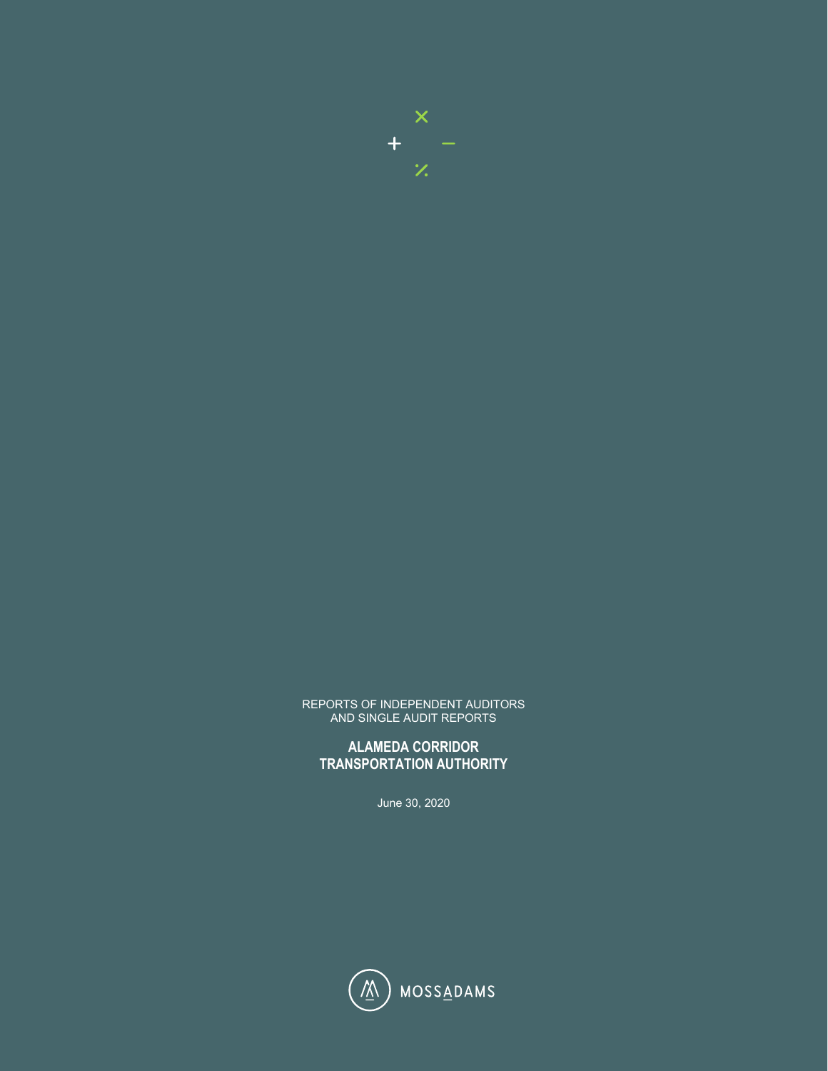REPORTS OF INDEPENDENT AUDITORS
AND SINGLE AUDIT REPORTS

**ALAMEDA CORRIDOR
TRANSPORTATION AUTHORITY**

June 30, 2020

MOSSADAMS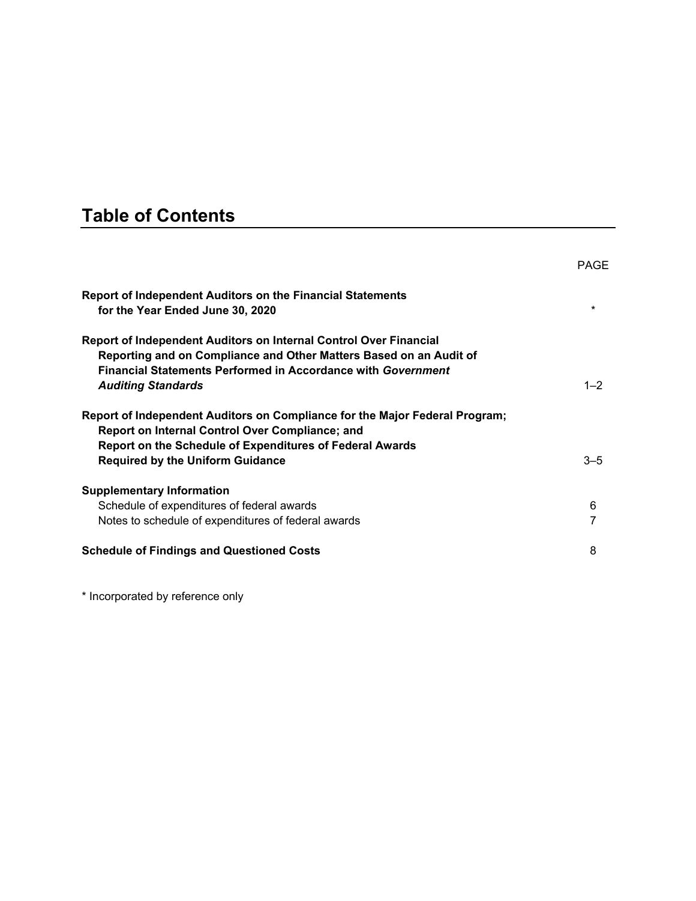# Table of Contents

| | PAGE |
|---|---|
| **Report of Independent Auditors on the Financial Statements for the Year Ended June 30, 2020** | * |
| **Report of Independent Auditors on Internal Control Over Financial Reporting and on Compliance and Other Matters Based on an Audit of Financial Statements Performed in Accordance with *Government Auditing Standards*** | 1–2 |
| **Report of Independent Auditors on Compliance for the Major Federal Program; Report on Internal Control Over Compliance; and Report on the Schedule of Expenditures of Federal Awards Required by the Uniform Guidance** | 3–5 |
| **Supplementary Information** | |
| Schedule of expenditures of federal awards | 6 |
| Notes to schedule of expenditures of federal awards | 7 |
| **Schedule of Findings and Questioned Costs** | 8 |

* Incorporated by reference only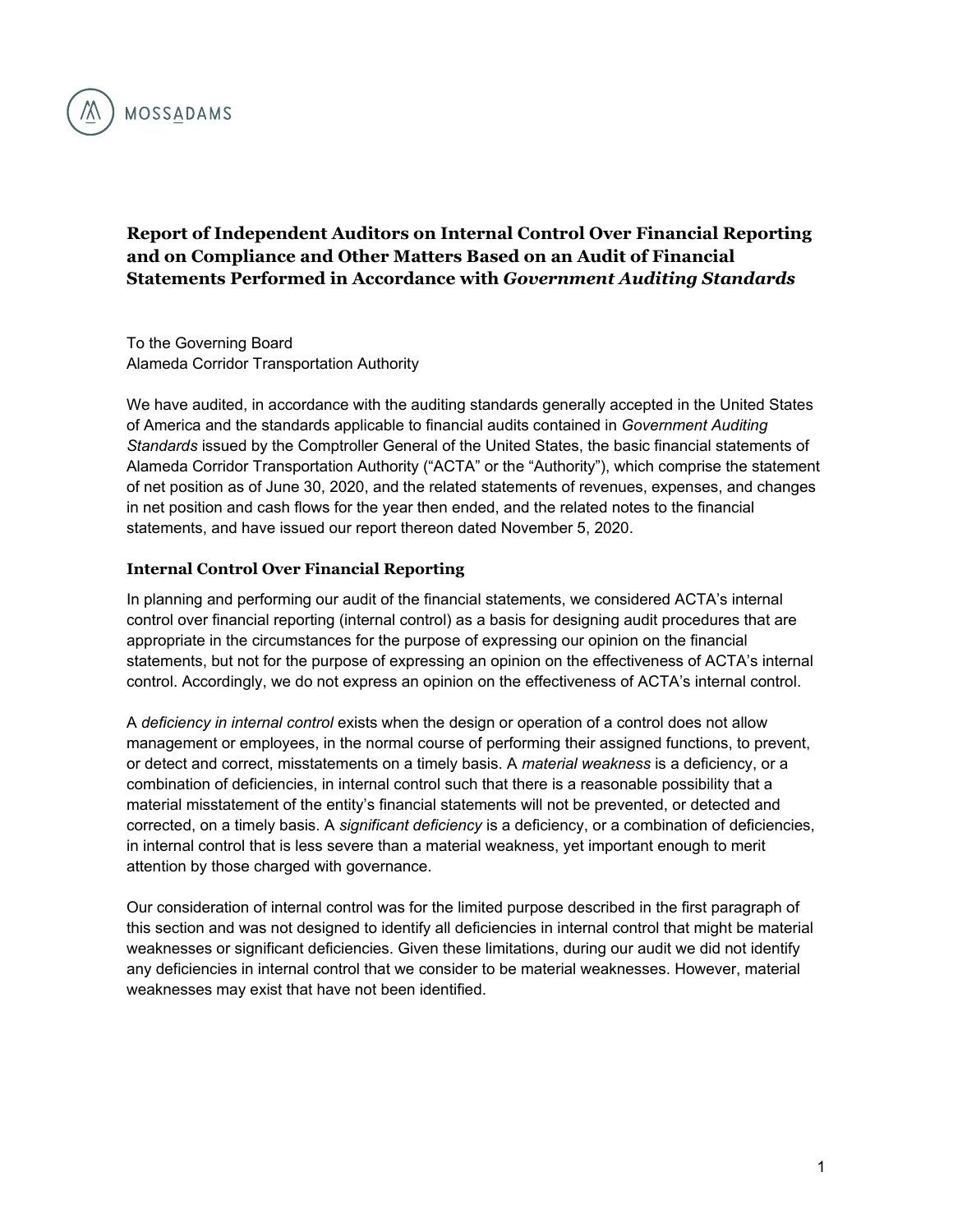MOSSADAMS

## Report of Independent Auditors on Internal Control Over Financial Reporting and on Compliance and Other Matters Based on an Audit of Financial Statements Performed in Accordance with *Government Auditing Standards*

To the Governing Board
Alameda Corridor Transportation Authority

We have audited, in accordance with the auditing standards generally accepted in the United States of America and the standards applicable to financial audits contained in *Government Auditing Standards* issued by the Comptroller General of the United States, the basic financial statements of Alameda Corridor Transportation Authority ("ACTA" or the "Authority"), which comprise the statement of net position as of June 30, 2020, and the related statements of revenues, expenses, and changes in net position and cash flows for the year then ended, and the related notes to the financial statements, and have issued our report thereon dated November 5, 2020.

### Internal Control Over Financial Reporting

In planning and performing our audit of the financial statements, we considered ACTA's internal control over financial reporting (internal control) as a basis for designing audit procedures that are appropriate in the circumstances for the purpose of expressing our opinion on the financial statements, but not for the purpose of expressing an opinion on the effectiveness of ACTA's internal control. Accordingly, we do not express an opinion on the effectiveness of ACTA's internal control.

A *deficiency in internal control* exists when the design or operation of a control does not allow management or employees, in the normal course of performing their assigned functions, to prevent, or detect and correct, misstatements on a timely basis. A *material weakness* is a deficiency, or a combination of deficiencies, in internal control such that there is a reasonable possibility that a material misstatement of the entity's financial statements will not be prevented, or detected and corrected, on a timely basis. A *significant deficiency* is a deficiency, or a combination of deficiencies, in internal control that is less severe than a material weakness, yet important enough to merit attention by those charged with governance.

Our consideration of internal control was for the limited purpose described in the first paragraph of this section and was not designed to identify all deficiencies in internal control that might be material weaknesses or significant deficiencies. Given these limitations, during our audit we did not identify any deficiencies in internal control that we consider to be material weaknesses. However, material weaknesses may exist that have not been identified.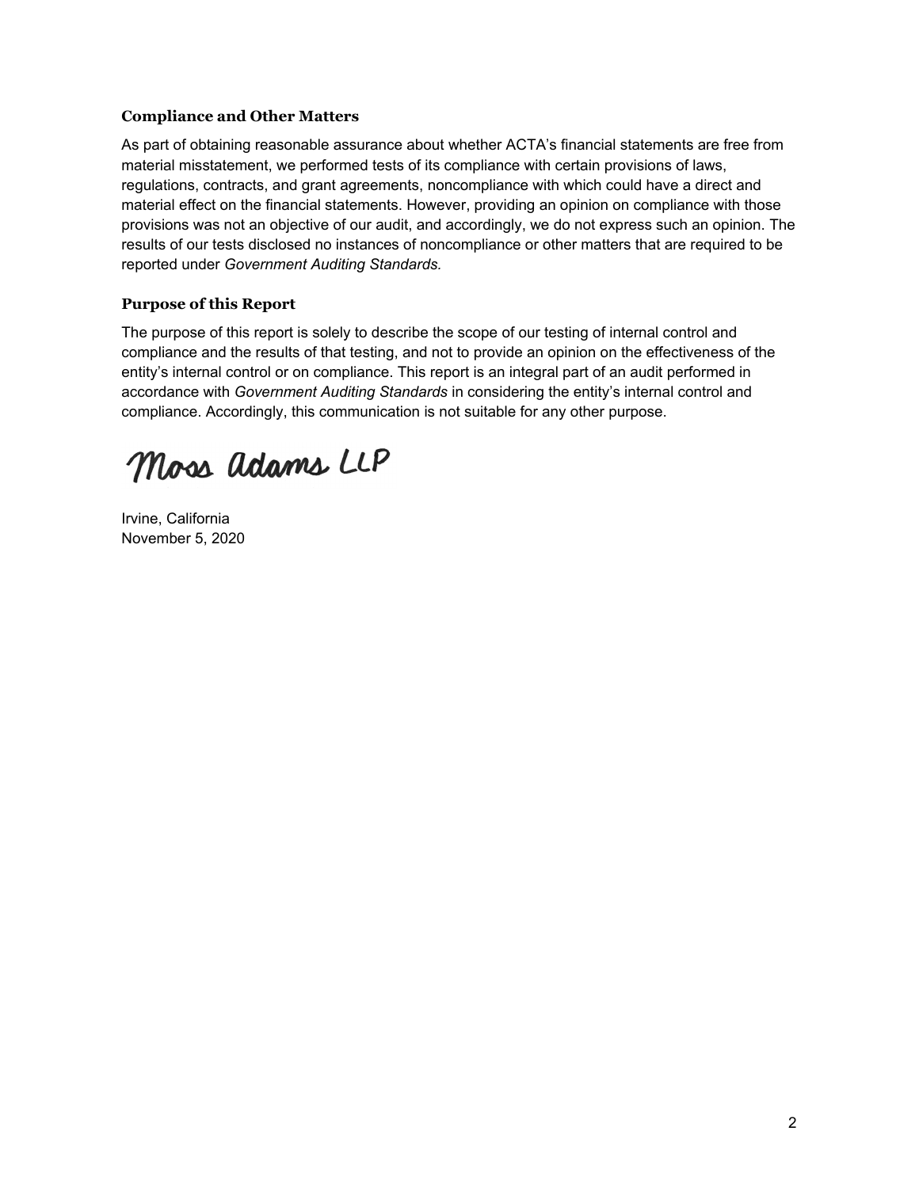### Compliance and Other Matters

As part of obtaining reasonable assurance about whether ACTA's financial statements are free from material misstatement, we performed tests of its compliance with certain provisions of laws, regulations, contracts, and grant agreements, noncompliance with which could have a direct and material effect on the financial statements. However, providing an opinion on compliance with those provisions was not an objective of our audit, and accordingly, we do not express such an opinion. The results of our tests disclosed no instances of noncompliance or other matters that are required to be reported under *Government Auditing Standards*.

### Purpose of this Report

The purpose of this report is solely to describe the scope of our testing of internal control and compliance and the results of that testing, and not to provide an opinion on the effectiveness of the entity's internal control or on compliance. This report is an integral part of an audit performed in accordance with *Government Auditing Standards* in considering the entity's internal control and compliance. Accordingly, this communication is not suitable for any other purpose.

Moss Adams LLP

Irvine, California
November 5, 2020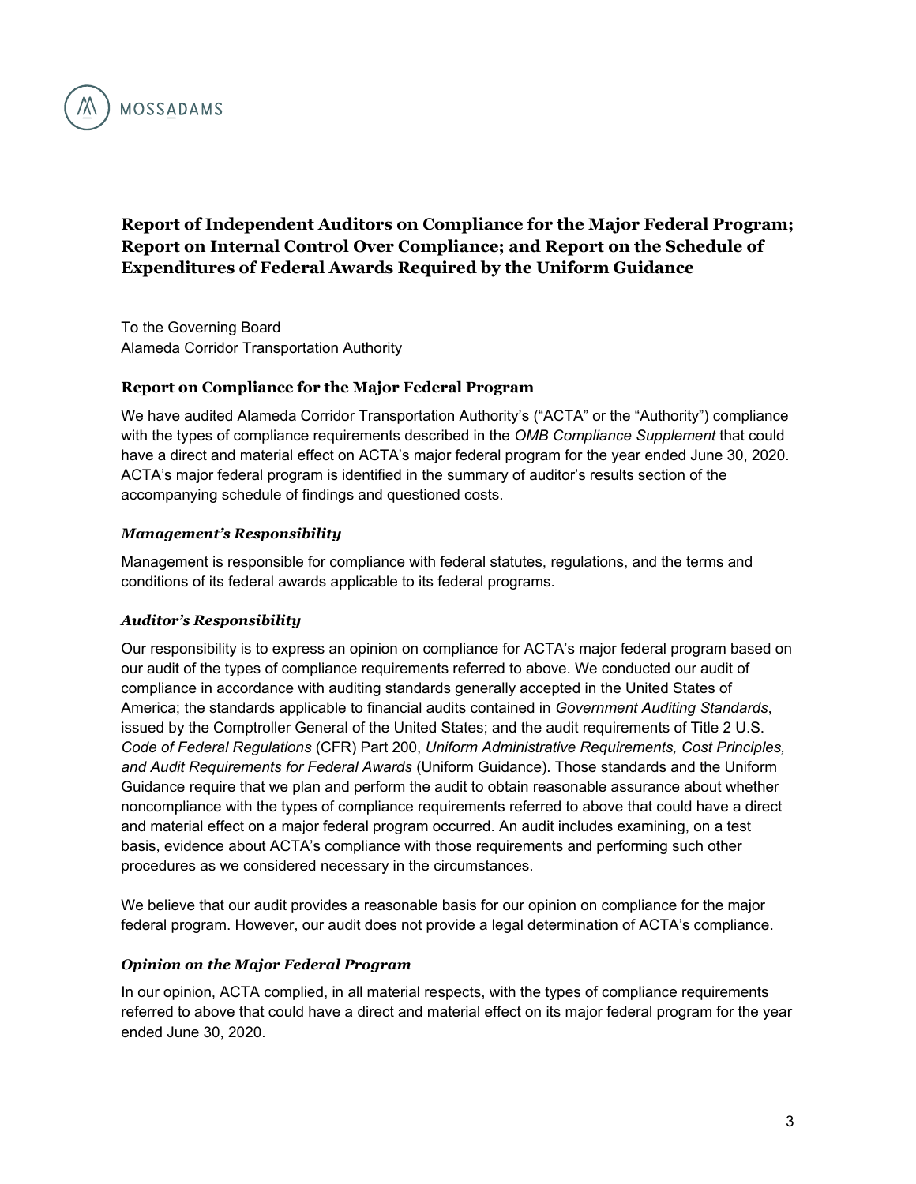MOSSADAMS

# Report of Independent Auditors on Compliance for the Major Federal Program; Report on Internal Control Over Compliance; and Report on the Schedule of Expenditures of Federal Awards Required by the Uniform Guidance

To the Governing Board
Alameda Corridor Transportation Authority

## Report on Compliance for the Major Federal Program

We have audited Alameda Corridor Transportation Authority's ("ACTA" or the "Authority") compliance with the types of compliance requirements described in the *OMB Compliance Supplement* that could have a direct and material effect on ACTA's major federal program for the year ended June 30, 2020. ACTA's major federal program is identified in the summary of auditor's results section of the accompanying schedule of findings and questioned costs.

### *Management's Responsibility*

Management is responsible for compliance with federal statutes, regulations, and the terms and conditions of its federal awards applicable to its federal programs.

### *Auditor's Responsibility*

Our responsibility is to express an opinion on compliance for ACTA's major federal program based on our audit of the types of compliance requirements referred to above. We conducted our audit of compliance in accordance with auditing standards generally accepted in the United States of America; the standards applicable to financial audits contained in *Government Auditing Standards*, issued by the Comptroller General of the United States; and the audit requirements of Title 2 U.S. *Code of Federal Regulations* (CFR) Part 200, *Uniform Administrative Requirements, Cost Principles, and Audit Requirements for Federal Awards* (Uniform Guidance). Those standards and the Uniform Guidance require that we plan and perform the audit to obtain reasonable assurance about whether noncompliance with the types of compliance requirements referred to above that could have a direct and material effect on a major federal program occurred. An audit includes examining, on a test basis, evidence about ACTA's compliance with those requirements and performing such other procedures as we considered necessary in the circumstances.

We believe that our audit provides a reasonable basis for our opinion on compliance for the major federal program. However, our audit does not provide a legal determination of ACTA's compliance.

### *Opinion on the Major Federal Program*

In our opinion, ACTA complied, in all material respects, with the types of compliance requirements referred to above that could have a direct and material effect on its major federal program for the year ended June 30, 2020.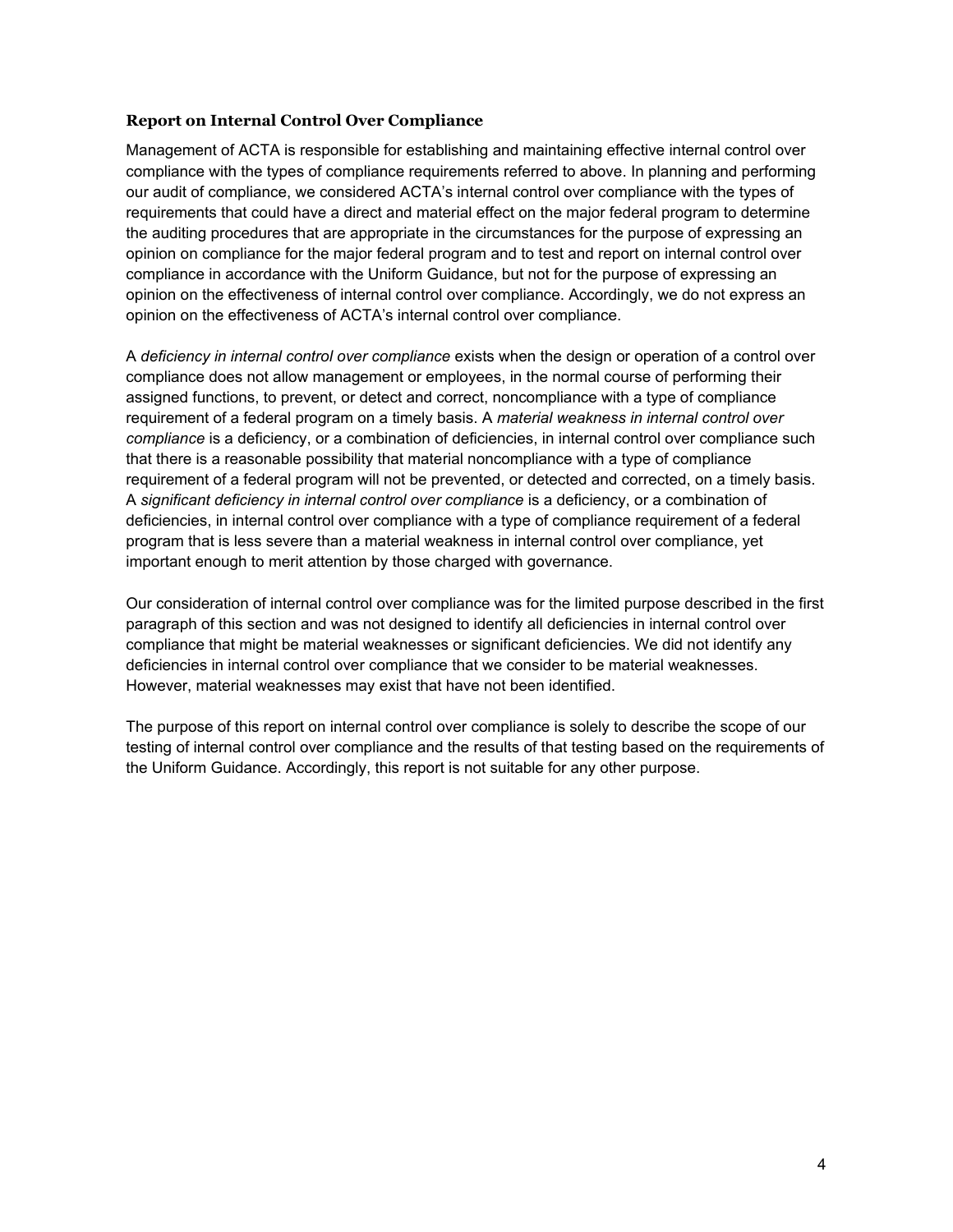### Report on Internal Control Over Compliance

Management of ACTA is responsible for establishing and maintaining effective internal control over compliance with the types of compliance requirements referred to above. In planning and performing our audit of compliance, we considered ACTA's internal control over compliance with the types of requirements that could have a direct and material effect on the major federal program to determine the auditing procedures that are appropriate in the circumstances for the purpose of expressing an opinion on compliance for the major federal program and to test and report on internal control over compliance in accordance with the Uniform Guidance, but not for the purpose of expressing an opinion on the effectiveness of internal control over compliance. Accordingly, we do not express an opinion on the effectiveness of ACTA's internal control over compliance.

A *deficiency in internal control over compliance* exists when the design or operation of a control over compliance does not allow management or employees, in the normal course of performing their assigned functions, to prevent, or detect and correct, noncompliance with a type of compliance requirement of a federal program on a timely basis. A *material weakness in internal control over compliance* is a deficiency, or a combination of deficiencies, in internal control over compliance such that there is a reasonable possibility that material noncompliance with a type of compliance requirement of a federal program will not be prevented, or detected and corrected, on a timely basis. A *significant deficiency in internal control over compliance* is a deficiency, or a combination of deficiencies, in internal control over compliance with a type of compliance requirement of a federal program that is less severe than a material weakness in internal control over compliance, yet important enough to merit attention by those charged with governance.

Our consideration of internal control over compliance was for the limited purpose described in the first paragraph of this section and was not designed to identify all deficiencies in internal control over compliance that might be material weaknesses or significant deficiencies. We did not identify any deficiencies in internal control over compliance that we consider to be material weaknesses. However, material weaknesses may exist that have not been identified.

The purpose of this report on internal control over compliance is solely to describe the scope of our testing of internal control over compliance and the results of that testing based on the requirements of the Uniform Guidance. Accordingly, this report is not suitable for any other purpose.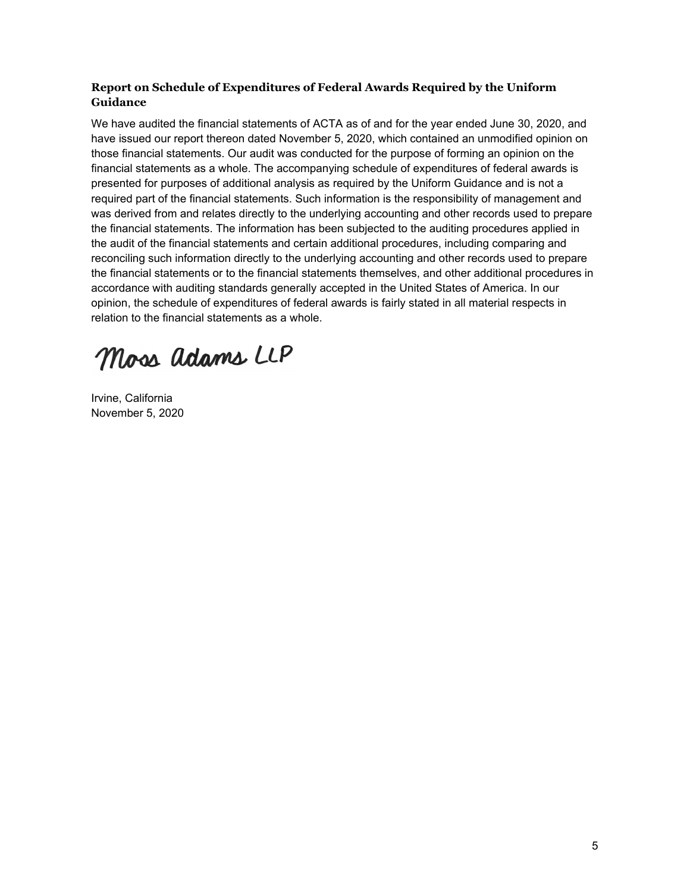### Report on Schedule of Expenditures of Federal Awards Required by the Uniform Guidance

We have audited the financial statements of ACTA as of and for the year ended June 30, 2020, and have issued our report thereon dated November 5, 2020, which contained an unmodified opinion on those financial statements. Our audit was conducted for the purpose of forming an opinion on the financial statements as a whole. The accompanying schedule of expenditures of federal awards is presented for purposes of additional analysis as required by the Uniform Guidance and is not a required part of the financial statements. Such information is the responsibility of management and was derived from and relates directly to the underlying accounting and other records used to prepare the financial statements. The information has been subjected to the auditing procedures applied in the audit of the financial statements and certain additional procedures, including comparing and reconciling such information directly to the underlying accounting and other records used to prepare the financial statements or to the financial statements themselves, and other additional procedures in accordance with auditing standards generally accepted in the United States of America. In our opinion, the schedule of expenditures of federal awards is fairly stated in all material respects in relation to the financial statements as a whole.

Moss Adams LLP

Irvine, California
November 5, 2020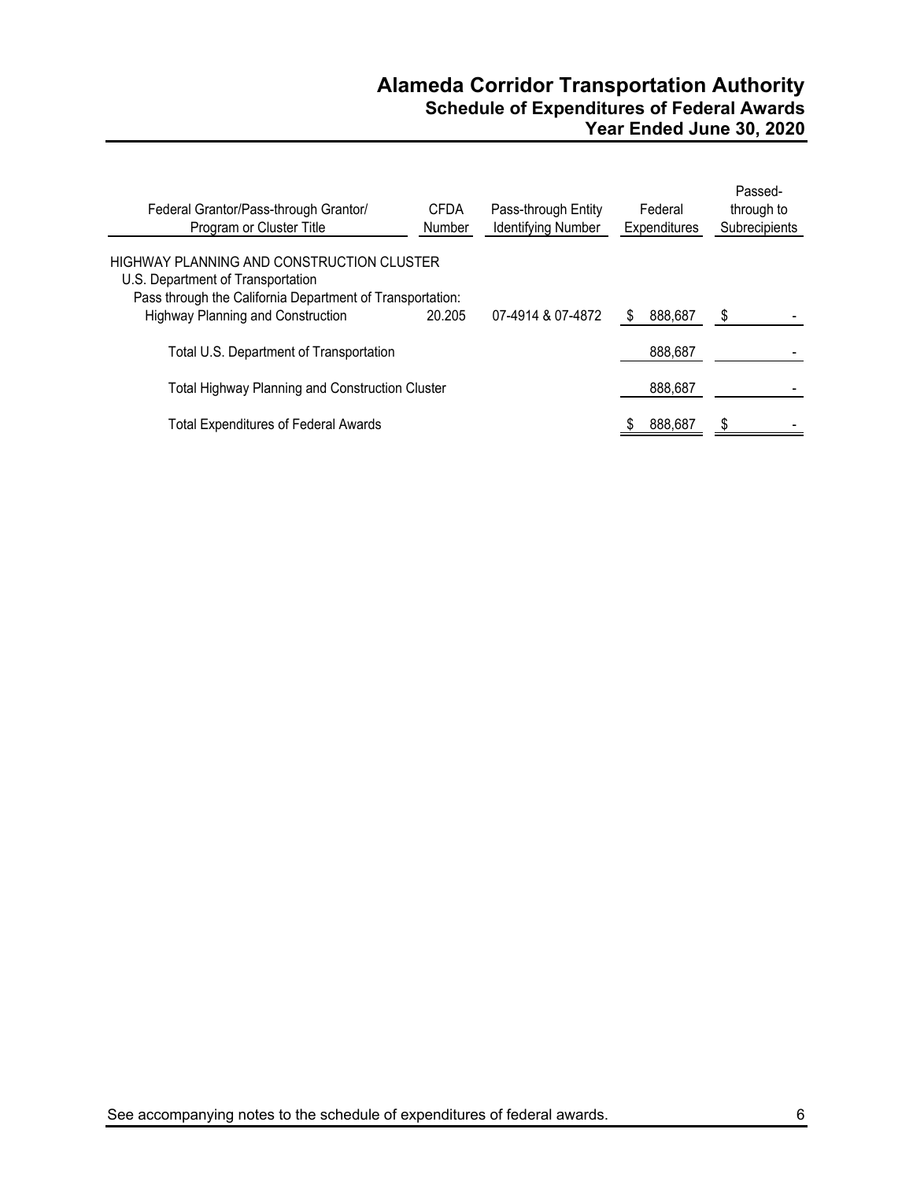# Alameda Corridor Transportation Authority
## Schedule of Expenditures of Federal Awards
## Year Ended June 30, 2020

| Federal Grantor/Pass-through Grantor/ Program or Cluster Title | CFDA Number | Pass-through Entity Identifying Number | Federal Expenditures | Passed-through to Subrecipients |
|---|---|---|---|---|
| HIGHWAY PLANNING AND CONSTRUCTION CLUSTER | | | | |
| U.S. Department of Transportation | | | | |
| Pass through the California Department of Transportation: | | | | |
| Highway Planning and Construction | 20.205 | 07-4914 & 07-4872 | $ 888,687 | $ - |
| Total U.S. Department of Transportation | | | 888,687 | - |
| Total Highway Planning and Construction Cluster | | | 888,687 | - |
| Total Expenditures of Federal Awards | | | $ 888,687 | $ - |

See accompanying notes to the schedule of expenditures of federal awards.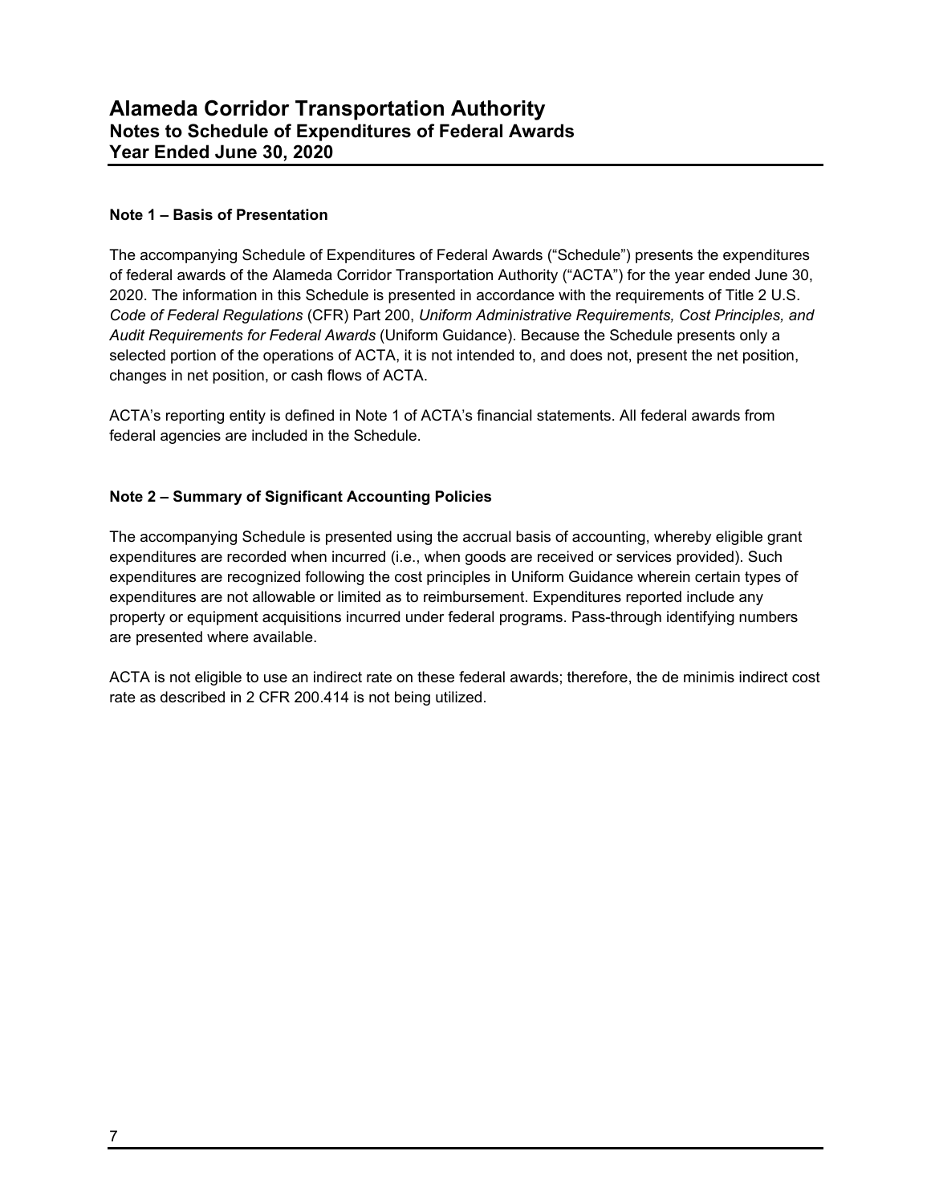# Alameda Corridor Transportation Authority
## Notes to Schedule of Expenditures of Federal Awards
## Year Ended June 30, 2020

**Note 1 – Basis of Presentation**

The accompanying Schedule of Expenditures of Federal Awards ("Schedule") presents the expenditures of federal awards of the Alameda Corridor Transportation Authority ("ACTA") for the year ended June 30, 2020. The information in this Schedule is presented in accordance with the requirements of Title 2 U.S. *Code of Federal Regulations* (CFR) Part 200, *Uniform Administrative Requirements, Cost Principles, and Audit Requirements for Federal Awards* (Uniform Guidance). Because the Schedule presents only a selected portion of the operations of ACTA, it is not intended to, and does not, present the net position, changes in net position, or cash flows of ACTA.

ACTA's reporting entity is defined in Note 1 of ACTA's financial statements. All federal awards from federal agencies are included in the Schedule.

**Note 2 – Summary of Significant Accounting Policies**

The accompanying Schedule is presented using the accrual basis of accounting, whereby eligible grant expenditures are recorded when incurred (i.e., when goods are received or services provided). Such expenditures are recognized following the cost principles in Uniform Guidance wherein certain types of expenditures are not allowable or limited as to reimbursement. Expenditures reported include any property or equipment acquisitions incurred under federal programs. Pass-through identifying numbers are presented where available.

ACTA is not eligible to use an indirect rate on these federal awards; therefore, the de minimis indirect cost rate as described in 2 CFR 200.414 is not being utilized.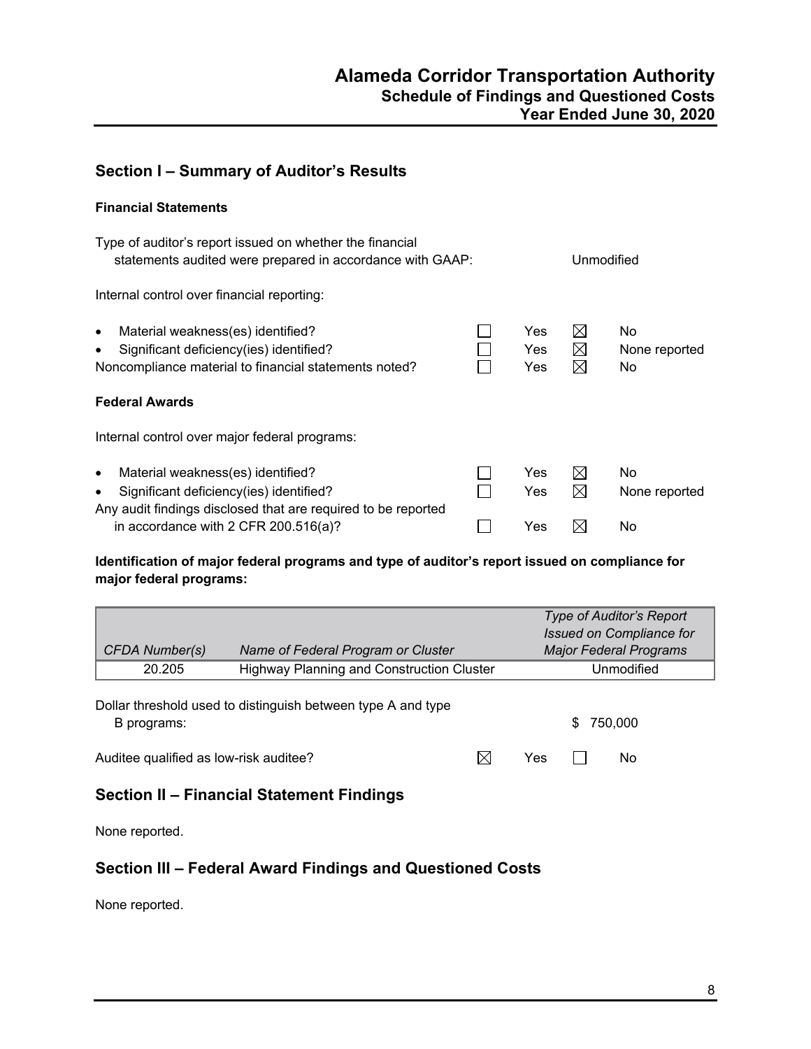# Alameda Corridor Transportation Authority
## Schedule of Findings and Questioned Costs
## Year Ended June 30, 2020

## Section I – Summary of Auditor's Results

**Financial Statements**

Type of auditor's report issued on whether the financial statements audited were prepared in accordance with GAAP: Unmodified

Internal control over financial reporting:

| | | | | |
|---|---|---|---|---|
| • Material weakness(es) identified? | ☐ | Yes | ☒ | No |
| • Significant deficiency(ies) identified? | ☐ | Yes | ☒ | None reported |
| Noncompliance material to financial statements noted? | ☐ | Yes | ☒ | No |

**Federal Awards**

Internal control over major federal programs:

| | | | | |
|---|---|---|---|---|
| • Material weakness(es) identified? | ☐ | Yes | ☒ | No |
| • Significant deficiency(ies) identified? | ☐ | Yes | ☒ | None reported |
| Any audit findings disclosed that are required to be reported in accordance with 2 CFR 200.516(a)? | ☐ | Yes | ☒ | No |

**Identification of major federal programs and type of auditor's report issued on compliance for major federal programs:**

| *CFDA Number(s)* | *Name of Federal Program or Cluster* | *Type of Auditor's Report Issued on Compliance for Major Federal Programs* |
|---|---|---|
| 20.205 | Highway Planning and Construction Cluster | Unmodified |

Dollar threshold used to distinguish between type A and type B programs: $ 750,000

Auditee qualified as low-risk auditee? ☒ Yes ☐ No

## Section II – Financial Statement Findings

None reported.

## Section III – Federal Award Findings and Questioned Costs

None reported.